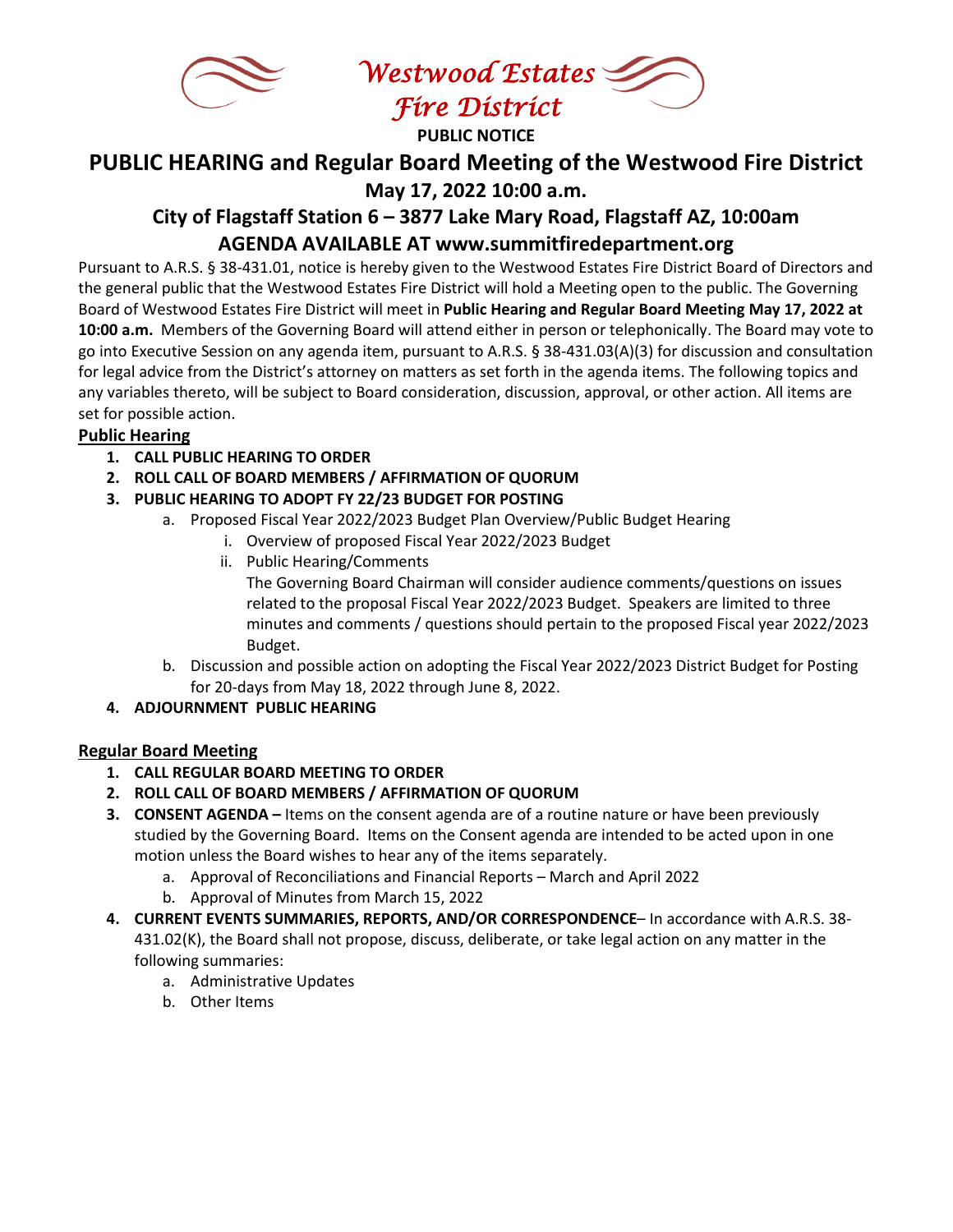# Westwood Estates Fire District

**PUBLIC NOTICE**

## PUBLIC HEARING and Regular Board Meeting of the Westwood Fire District

### May 17, 2022 10:00 a.m.

### City of Flagstaff Station 6 – 3877 Lake Mary Road, Flagstaff AZ, 10:00am

### AGENDA AVAILABLE AT www.summitfiredepartment.org

Pursuant to A.R.S. § 38-431.01, notice is hereby given to the Westwood Estates Fire District Board of Directors and the general public that the Westwood Estates Fire District will hold a Meeting open to the public. The Governing Board of Westwood Estates Fire District will meet in **Public Hearing and Regular Board Meeting May 17, 2022 at 10:00 a.m.** Members of the Governing Board will attend either in person or telephonically. The Board may vote to go into Executive Session on any agenda item, pursuant to A.R.S. § 38-431.03(A)(3) for discussion and consultation for legal advice from the District's attorney on matters as set forth in the agenda items. The following topics and any variables thereto, will be subject to Board consideration, discussion, approval, or other action. All items are set for possible action.

**Public Hearing**

1. **CALL PUBLIC HEARING TO ORDER**
2. **ROLL CALL OF BOARD MEMBERS / AFFIRMATION OF QUORUM**
3. **PUBLIC HEARING TO ADOPT FY 22/23 BUDGET FOR POSTING**
   a. Proposed Fiscal Year 2022/2023 Budget Plan Overview/Public Budget Hearing
      i. Overview of proposed Fiscal Year 2022/2023 Budget
      ii. Public Hearing/Comments
         The Governing Board Chairman will consider audience comments/questions on issues related to the proposal Fiscal Year 2022/2023 Budget. Speakers are limited to three minutes and comments / questions should pertain to the proposed Fiscal year 2022/2023 Budget.
   b. Discussion and possible action on adopting the Fiscal Year 2022/2023 District Budget for Posting for 20-days from May 18, 2022 through June 8, 2022.
4. **ADJOURNMENT PUBLIC HEARING**

**Regular Board Meeting**

1. **CALL REGULAR BOARD MEETING TO ORDER**
2. **ROLL CALL OF BOARD MEMBERS / AFFIRMATION OF QUORUM**
3. **CONSENT AGENDA –** Items on the consent agenda are of a routine nature or have been previously studied by the Governing Board. Items on the Consent agenda are intended to be acted upon in one motion unless the Board wishes to hear any of the items separately.
   a. Approval of Reconciliations and Financial Reports – March and April 2022
   b. Approval of Minutes from March 15, 2022
4. **CURRENT EVENTS SUMMARIES, REPORTS, AND/OR CORRESPONDENCE**– In accordance with A.R.S. 38-431.02(K), the Board shall not propose, discuss, deliberate, or take legal action on any matter in the following summaries:
   a. Administrative Updates
   b. Other Items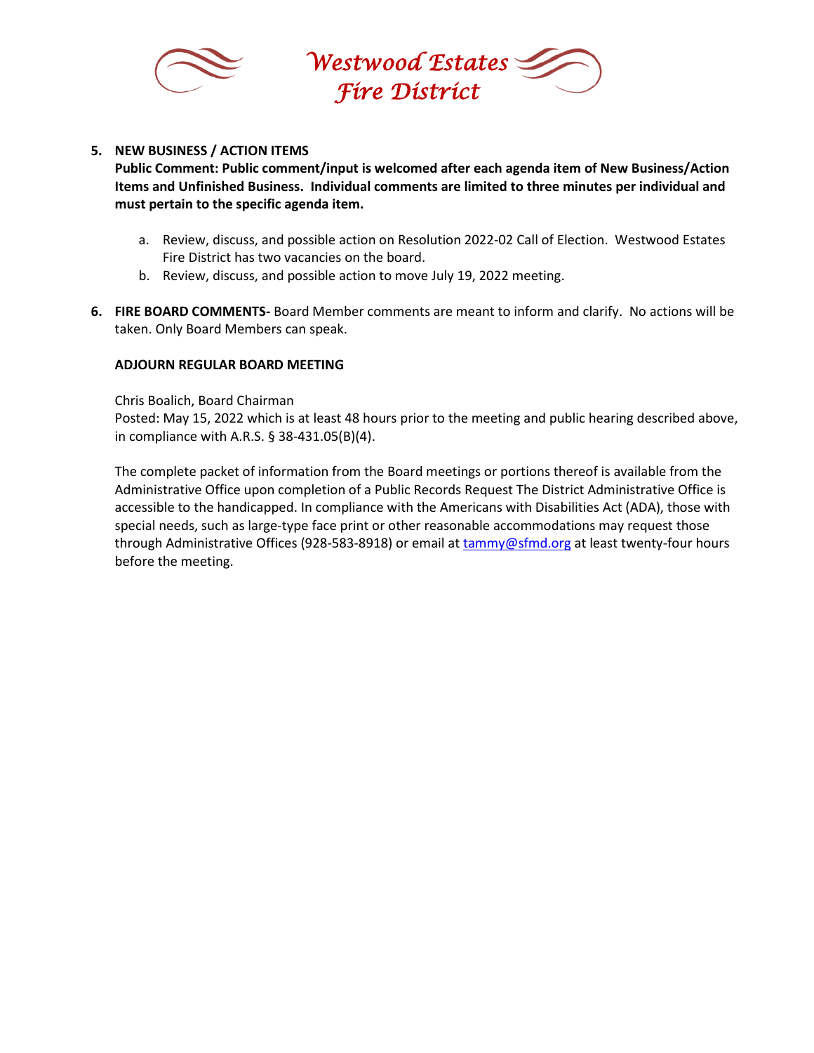5. **NEW BUSINESS / ACTION ITEMS**
   **Public Comment: Public comment/input is welcomed after each agenda item of New Business/Action Items and Unfinished Business. Individual comments are limited to three minutes per individual and must pertain to the specific agenda item.**

   a. Review, discuss, and possible action on Resolution 2022-02 Call of Election. Westwood Estates Fire District has two vacancies on the board.
   b. Review, discuss, and possible action to move July 19, 2022 meeting.

6. **FIRE BOARD COMMENTS-** Board Member comments are meant to inform and clarify. No actions will be taken. Only Board Members can speak.

   **ADJOURN REGULAR BOARD MEETING**

   Chris Boalich, Board Chairman
   Posted: May 15, 2022 which is at least 48 hours prior to the meeting and public hearing described above, in compliance with A.R.S. § 38-431.05(B)(4).

   The complete packet of information from the Board meetings or portions thereof is available from the Administrative Office upon completion of a Public Records Request The District Administrative Office is accessible to the handicapped. In compliance with the Americans with Disabilities Act (ADA), those with special needs, such as large-type face print or other reasonable accommodations may request those through Administrative Offices (928-583-8918) or email at tammy@sfmd.org at least twenty-four hours before the meeting.